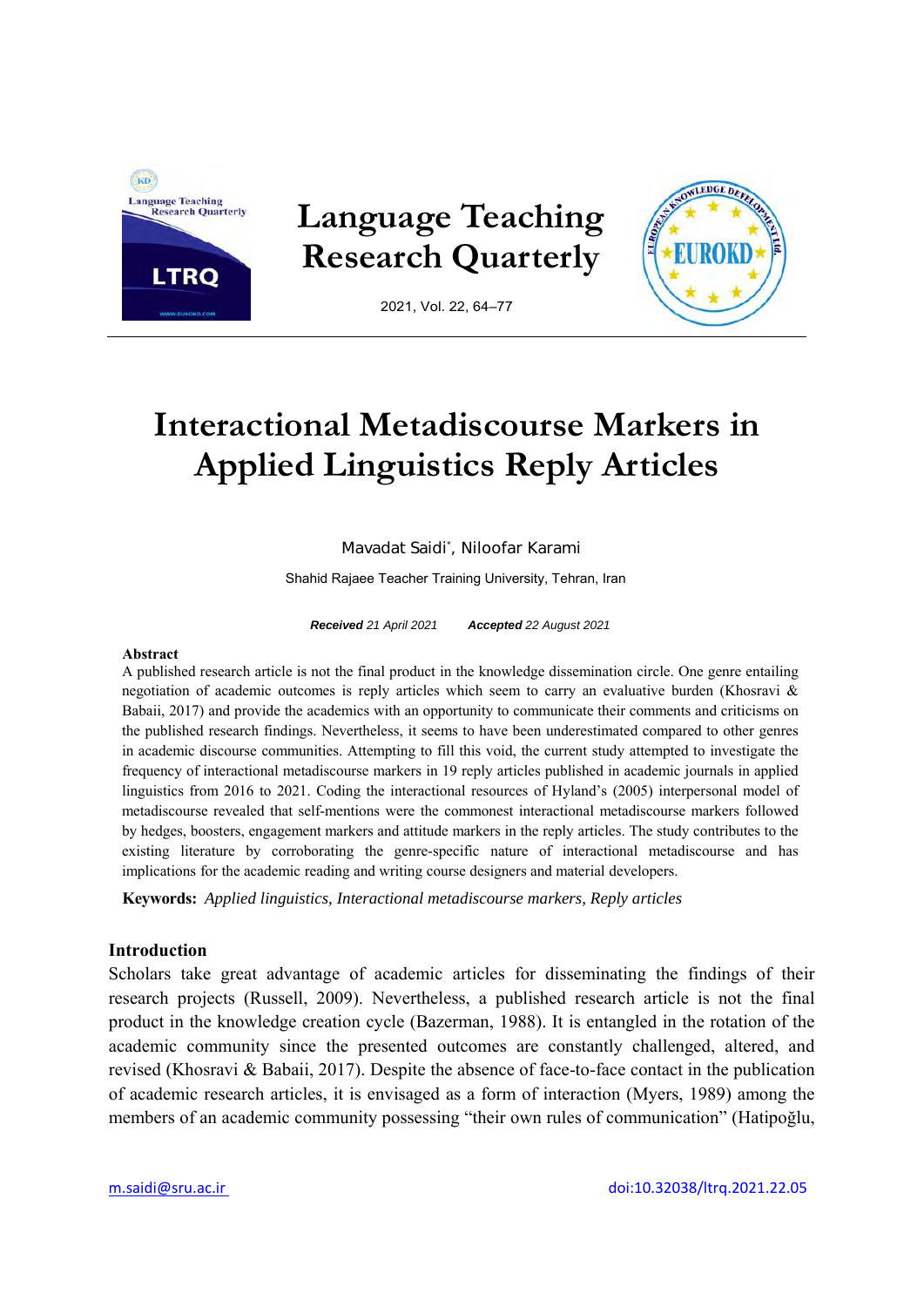# Interactional Metadiscourse Markers in Applied Linguistics Reply Articles

Mavadat Saidi*, Niloofar Karami

Shahid Rajaee Teacher Training University, Tehran, Iran

***Received*** *21 April 2021* ***Accepted*** *22 August 2021*

**Abstract**

A published research article is not the final product in the knowledge dissemination circle. One genre entailing negotiation of academic outcomes is reply articles which seem to carry an evaluative burden (Khosravi & Babaii, 2017) and provide the academics with an opportunity to communicate their comments and criticisms on the published research findings. Nevertheless, it seems to have been underestimated compared to other genres in academic discourse communities. Attempting to fill this void, the current study attempted to investigate the frequency of interactional metadiscourse markers in 19 reply articles published in academic journals in applied linguistics from 2016 to 2021. Coding the interactional resources of Hyland's (2005) interpersonal model of metadiscourse revealed that self-mentions were the commonest interactional metadiscourse markers followed by hedges, boosters, engagement markers and attitude markers in the reply articles. The study contributes to the existing literature by corroborating the genre-specific nature of interactional metadiscourse and has implications for the academic reading and writing course designers and material developers.

**Keywords:** *Applied linguistics, Interactional metadiscourse markers, Reply articles*

## Introduction

Scholars take great advantage of academic articles for disseminating the findings of their research projects (Russell, 2009). Nevertheless, a published research article is not the final product in the knowledge creation cycle (Bazerman, 1988). It is entangled in the rotation of the academic community since the presented outcomes are constantly challenged, altered, and revised (Khosravi & Babaii, 2017). Despite the absence of face-to-face contact in the publication of academic research articles, it is envisaged as a form of interaction (Myers, 1989) among the members of an academic community possessing "their own rules of communication" (Hatipoğlu,

m.saidi@sru.ac.ir doi:10.32038/ltrq.2021.22.05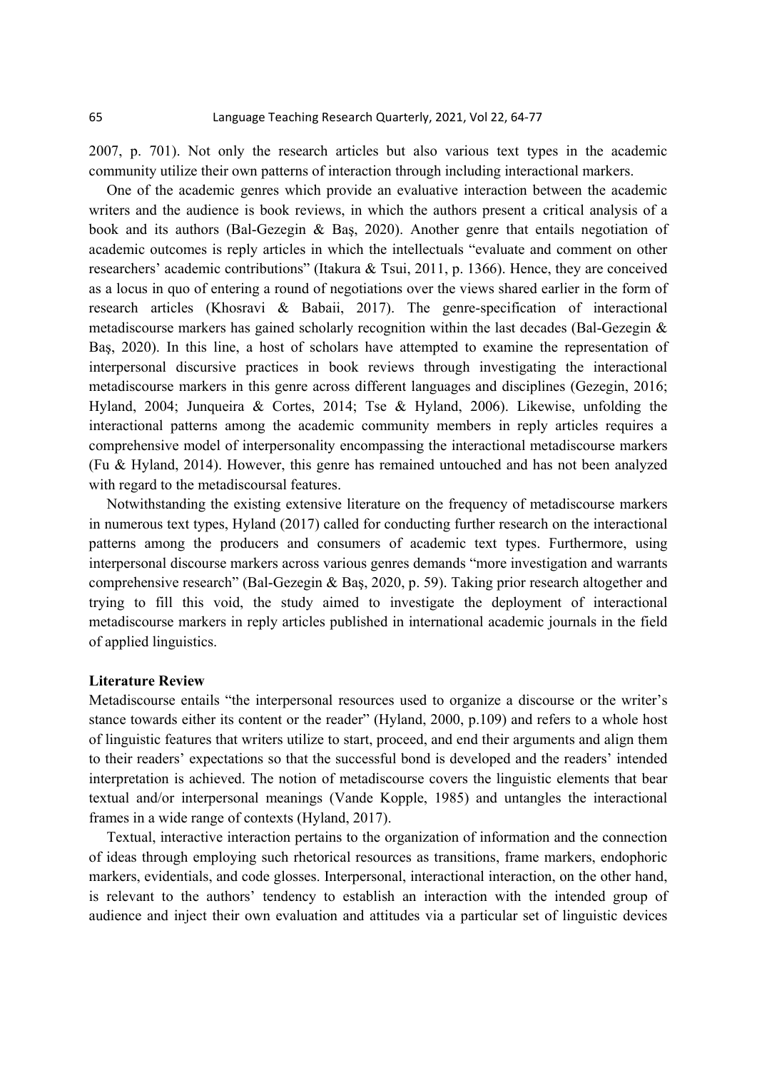2007, p. 701). Not only the research articles but also various text types in the academic community utilize their own patterns of interaction through including interactional markers.

One of the academic genres which provide an evaluative interaction between the academic writers and the audience is book reviews, in which the authors present a critical analysis of a book and its authors (Bal-Gezegin & Baş, 2020). Another genre that entails negotiation of academic outcomes is reply articles in which the intellectuals "evaluate and comment on other researchers' academic contributions" (Itakura & Tsui, 2011, p. 1366). Hence, they are conceived as a locus in quo of entering a round of negotiations over the views shared earlier in the form of research articles (Khosravi & Babaii, 2017). The genre-specification of interactional metadiscourse markers has gained scholarly recognition within the last decades (Bal-Gezegin & Baş, 2020). In this line, a host of scholars have attempted to examine the representation of interpersonal discursive practices in book reviews through investigating the interactional metadiscourse markers in this genre across different languages and disciplines (Gezegin, 2016; Hyland, 2004; Junqueira & Cortes, 2014; Tse & Hyland, 2006). Likewise, unfolding the interactional patterns among the academic community members in reply articles requires a comprehensive model of interpersonality encompassing the interactional metadiscourse markers (Fu & Hyland, 2014). However, this genre has remained untouched and has not been analyzed with regard to the metadiscoursal features.

Notwithstanding the existing extensive literature on the frequency of metadiscourse markers in numerous text types, Hyland (2017) called for conducting further research on the interactional patterns among the producers and consumers of academic text types. Furthermore, using interpersonal discourse markers across various genres demands "more investigation and warrants comprehensive research" (Bal-Gezegin & Baş, 2020, p. 59). Taking prior research altogether and trying to fill this void, the study aimed to investigate the deployment of interactional metadiscourse markers in reply articles published in international academic journals in the field of applied linguistics.

## Literature Review

Metadiscourse entails "the interpersonal resources used to organize a discourse or the writer's stance towards either its content or the reader" (Hyland, 2000, p.109) and refers to a whole host of linguistic features that writers utilize to start, proceed, and end their arguments and align them to their readers' expectations so that the successful bond is developed and the readers' intended interpretation is achieved. The notion of metadiscourse covers the linguistic elements that bear textual and/or interpersonal meanings (Vande Kopple, 1985) and untangles the interactional frames in a wide range of contexts (Hyland, 2017).

Textual, interactive interaction pertains to the organization of information and the connection of ideas through employing such rhetorical resources as transitions, frame markers, endophoric markers, evidentials, and code glosses. Interpersonal, interactional interaction, on the other hand, is relevant to the authors' tendency to establish an interaction with the intended group of audience and inject their own evaluation and attitudes via a particular set of linguistic devices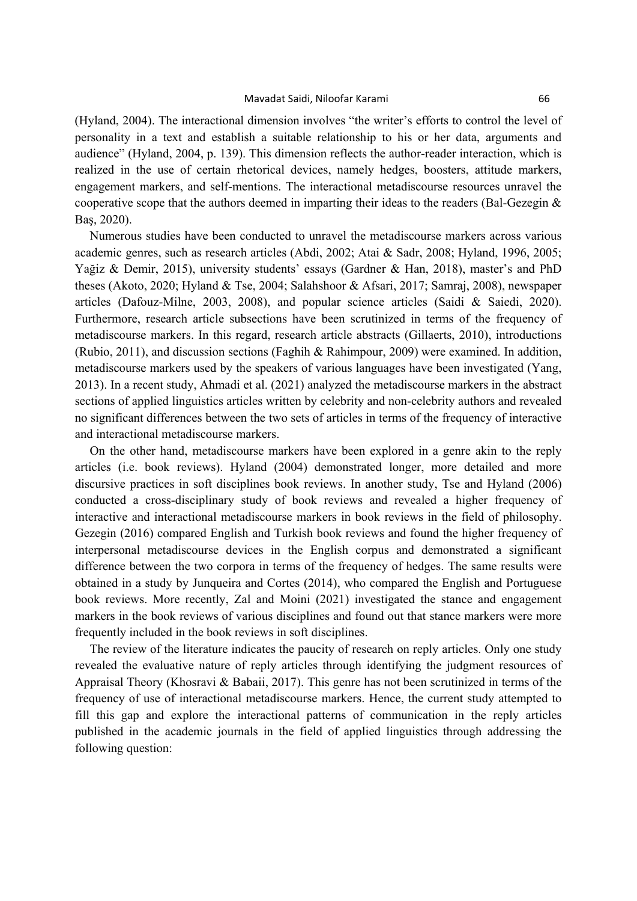(Hyland, 2004). The interactional dimension involves "the writer's efforts to control the level of personality in a text and establish a suitable relationship to his or her data, arguments and audience" (Hyland, 2004, p. 139). This dimension reflects the author-reader interaction, which is realized in the use of certain rhetorical devices, namely hedges, boosters, attitude markers, engagement markers, and self-mentions. The interactional metadiscourse resources unravel the cooperative scope that the authors deemed in imparting their ideas to the readers (Bal-Gezegin & Baş, 2020).

Numerous studies have been conducted to unravel the metadiscourse markers across various academic genres, such as research articles (Abdi, 2002; Atai & Sadr, 2008; Hyland, 1996, 2005; Yağiz & Demir, 2015), university students' essays (Gardner & Han, 2018), master's and PhD theses (Akoto, 2020; Hyland & Tse, 2004; Salahshoor & Afsari, 2017; Samraj, 2008), newspaper articles (Dafouz-Milne, 2003, 2008), and popular science articles (Saidi & Saiedi, 2020). Furthermore, research article subsections have been scrutinized in terms of the frequency of metadiscourse markers. In this regard, research article abstracts (Gillaerts, 2010), introductions (Rubio, 2011), and discussion sections (Faghih & Rahimpour, 2009) were examined. In addition, metadiscourse markers used by the speakers of various languages have been investigated (Yang, 2013). In a recent study, Ahmadi et al. (2021) analyzed the metadiscourse markers in the abstract sections of applied linguistics articles written by celebrity and non-celebrity authors and revealed no significant differences between the two sets of articles in terms of the frequency of interactive and interactional metadiscourse markers.

On the other hand, metadiscourse markers have been explored in a genre akin to the reply articles (i.e. book reviews). Hyland (2004) demonstrated longer, more detailed and more discursive practices in soft disciplines book reviews. In another study, Tse and Hyland (2006) conducted a cross-disciplinary study of book reviews and revealed a higher frequency of interactive and interactional metadiscourse markers in book reviews in the field of philosophy. Gezegin (2016) compared English and Turkish book reviews and found the higher frequency of interpersonal metadiscourse devices in the English corpus and demonstrated a significant difference between the two corpora in terms of the frequency of hedges. The same results were obtained in a study by Junqueira and Cortes (2014), who compared the English and Portuguese book reviews. More recently, Zal and Moini (2021) investigated the stance and engagement markers in the book reviews of various disciplines and found out that stance markers were more frequently included in the book reviews in soft disciplines.

The review of the literature indicates the paucity of research on reply articles. Only one study revealed the evaluative nature of reply articles through identifying the judgment resources of Appraisal Theory (Khosravi & Babaii, 2017). This genre has not been scrutinized in terms of the frequency of use of interactional metadiscourse markers. Hence, the current study attempted to fill this gap and explore the interactional patterns of communication in the reply articles published in the academic journals in the field of applied linguistics through addressing the following question: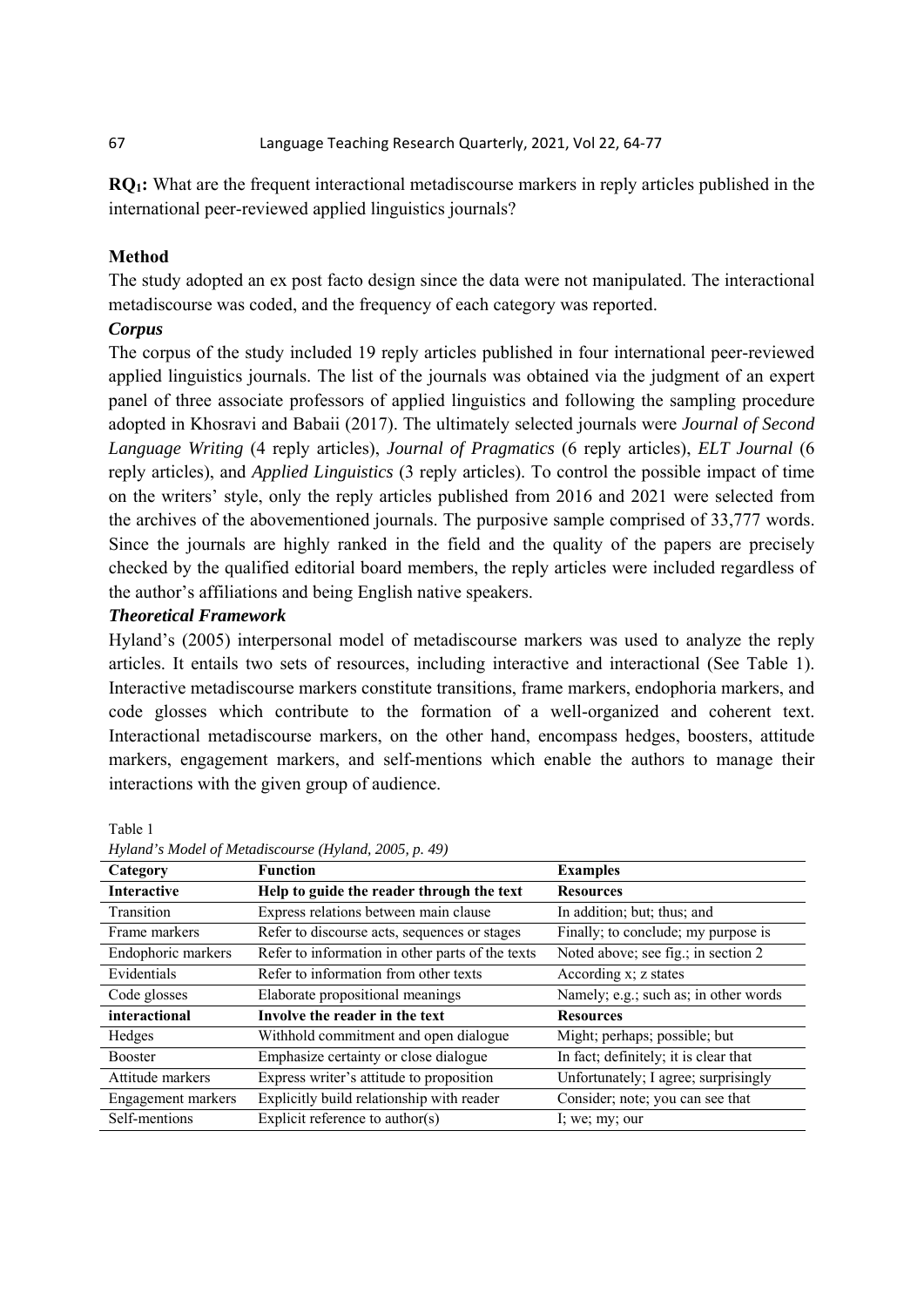**RQ$_1$:** What are the frequent interactional metadiscourse markers in reply articles published in the international peer-reviewed applied linguistics journals?

## Method

The study adopted an ex post facto design since the data were not manipulated. The interactional metadiscourse was coded, and the frequency of each category was reported.

### *Corpus*

The corpus of the study included 19 reply articles published in four international peer-reviewed applied linguistics journals. The list of the journals was obtained via the judgment of an expert panel of three associate professors of applied linguistics and following the sampling procedure adopted in Khosravi and Babaii (2017). The ultimately selected journals were *Journal of Second Language Writing* (4 reply articles), *Journal of Pragmatics* (6 reply articles), *ELT Journal* (6 reply articles), and *Applied Linguistics* (3 reply articles). To control the possible impact of time on the writers' style, only the reply articles published from 2016 and 2021 were selected from the archives of the abovementioned journals. The purposive sample comprised of 33,777 words. Since the journals are highly ranked in the field and the quality of the papers are precisely checked by the qualified editorial board members, the reply articles were included regardless of the author's affiliations and being English native speakers.

### *Theoretical Framework*

Hyland's (2005) interpersonal model of metadiscourse markers was used to analyze the reply articles. It entails two sets of resources, including interactive and interactional (See Table 1). Interactive metadiscourse markers constitute transitions, frame markers, endophoria markers, and code glosses which contribute to the formation of a well-organized and coherent text. Interactional metadiscourse markers, on the other hand, encompass hedges, boosters, attitude markers, engagement markers, and self-mentions which enable the authors to manage their interactions with the given group of audience.

Table 1

*Hyland's Model of Metadiscourse (Hyland, 2005, p. 49)*

| Category | Function | Examples |
|---|---|---|
| **Interactive** | **Help to guide the reader through the text** | **Resources** |
| Transition | Express relations between main clause | In addition; but; thus; and |
| Frame markers | Refer to discourse acts, sequences or stages | Finally; to conclude; my purpose is |
| Endophoric markers | Refer to information in other parts of the texts | Noted above; see fig.; in section 2 |
| Evidentials | Refer to information from other texts | According x; z states |
| Code glosses | Elaborate propositional meanings | Namely; e.g.; such as; in other words |
| **interactional** | **Involve the reader in the text** | **Resources** |
| Hedges | Withhold commitment and open dialogue | Might; perhaps; possible; but |
| Booster | Emphasize certainty or close dialogue | In fact; definitely; it is clear that |
| Attitude markers | Express writer's attitude to proposition | Unfortunately; I agree; surprisingly |
| Engagement markers | Explicitly build relationship with reader | Consider; note; you can see that |
| Self-mentions | Explicit reference to author(s) | I; we; my; our |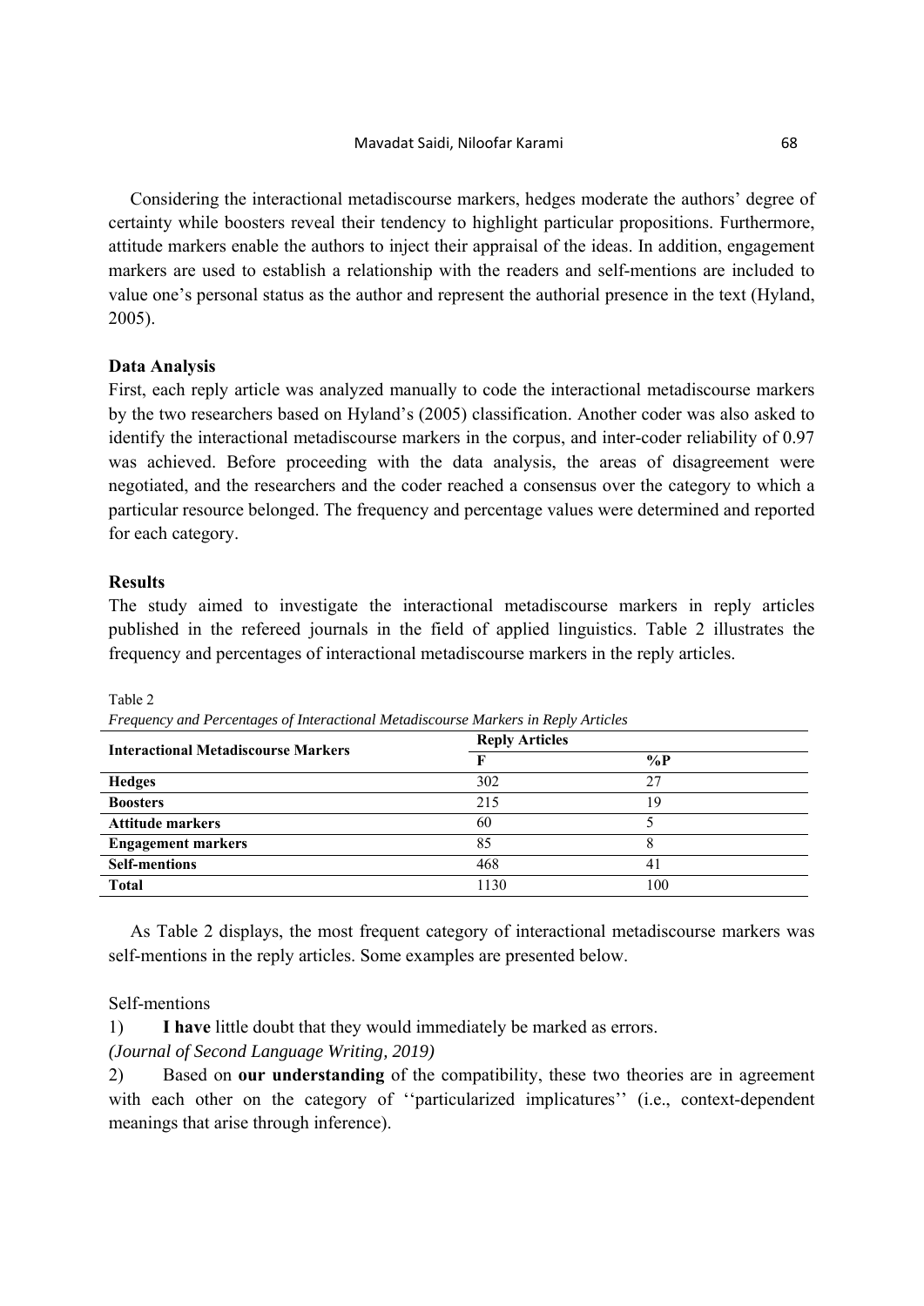Considering the interactional metadiscourse markers, hedges moderate the authors' degree of certainty while boosters reveal their tendency to highlight particular propositions. Furthermore, attitude markers enable the authors to inject their appraisal of the ideas. In addition, engagement markers are used to establish a relationship with the readers and self-mentions are included to value one's personal status as the author and represent the authorial presence in the text (Hyland, 2005).

### Data Analysis

First, each reply article was analyzed manually to code the interactional metadiscourse markers by the two researchers based on Hyland's (2005) classification. Another coder was also asked to identify the interactional metadiscourse markers in the corpus, and inter-coder reliability of 0.97 was achieved. Before proceeding with the data analysis, the areas of disagreement were negotiated, and the researchers and the coder reached a consensus over the category to which a particular resource belonged. The frequency and percentage values were determined and reported for each category.

### Results

The study aimed to investigate the interactional metadiscourse markers in reply articles published in the refereed journals in the field of applied linguistics. Table 2 illustrates the frequency and percentages of interactional metadiscourse markers in the reply articles.

Table 2
*Frequency and Percentages of Interactional Metadiscourse Markers in Reply Articles*

| **Interactional Metadiscourse Markers** | **Reply Articles** | |
|---|---|---|
| | **F** | **%P** |
| **Hedges** | 302 | 27 |
| **Boosters** | 215 | 19 |
| **Attitude markers** | 60 | 5 |
| **Engagement markers** | 85 | 8 |
| **Self-mentions** | 468 | 41 |
| **Total** | 1130 | 100 |

As Table 2 displays, the most frequent category of interactional metadiscourse markers was self-mentions in the reply articles. Some examples are presented below.

Self-mentions

1) **I have** little doubt that they would immediately be marked as errors.
*(Journal of Second Language Writing, 2019)*

2) Based on **our understanding** of the compatibility, these two theories are in agreement with each other on the category of ''particularized implicatures'' (i.e., context-dependent meanings that arise through inference).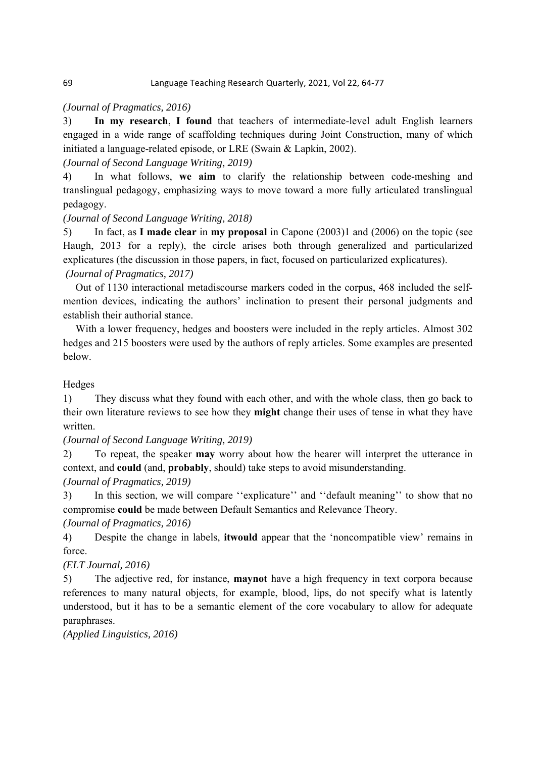*(Journal of Pragmatics, 2016)*

3) **In my research**, **I found** that teachers of intermediate-level adult English learners engaged in a wide range of scaffolding techniques during Joint Construction, many of which initiated a language-related episode, or LRE (Swain & Lapkin, 2002).

*(Journal of Second Language Writing, 2019)*

4) In what follows, **we aim** to clarify the relationship between code-meshing and translingual pedagogy, emphasizing ways to move toward a more fully articulated translingual pedagogy.

*(Journal of Second Language Writing, 2018)*

5) In fact, as **I made clear** in **my proposal** in Capone (2003)1 and (2006) on the topic (see Haugh, 2013 for a reply), the circle arises both through generalized and particularized explicatures (the discussion in those papers, in fact, focused on particularized explicatures).

*(Journal of Pragmatics, 2017)*

Out of 1130 interactional metadiscourse markers coded in the corpus, 468 included the self-mention devices, indicating the authors' inclination to present their personal judgments and establish their authorial stance.

With a lower frequency, hedges and boosters were included in the reply articles. Almost 302 hedges and 215 boosters were used by the authors of reply articles. Some examples are presented below.

Hedges

1) They discuss what they found with each other, and with the whole class, then go back to their own literature reviews to see how they **might** change their uses of tense in what they have written.

*(Journal of Second Language Writing, 2019)*

2) To repeat, the speaker **may** worry about how the hearer will interpret the utterance in context, and **could** (and, **probably**, should) take steps to avoid misunderstanding.

*(Journal of Pragmatics, 2019)*

3) In this section, we will compare ''explicature'' and ''default meaning'' to show that no compromise **could** be made between Default Semantics and Relevance Theory.

*(Journal of Pragmatics, 2016)*

4) Despite the change in labels, **itwould** appear that the 'noncompatible view' remains in force.

*(ELT Journal, 2016)*

5) The adjective red, for instance, **maynot** have a high frequency in text corpora because references to many natural objects, for example, blood, lips, do not specify what is latently understood, but it has to be a semantic element of the core vocabulary to allow for adequate paraphrases.

*(Applied Linguistics, 2016)*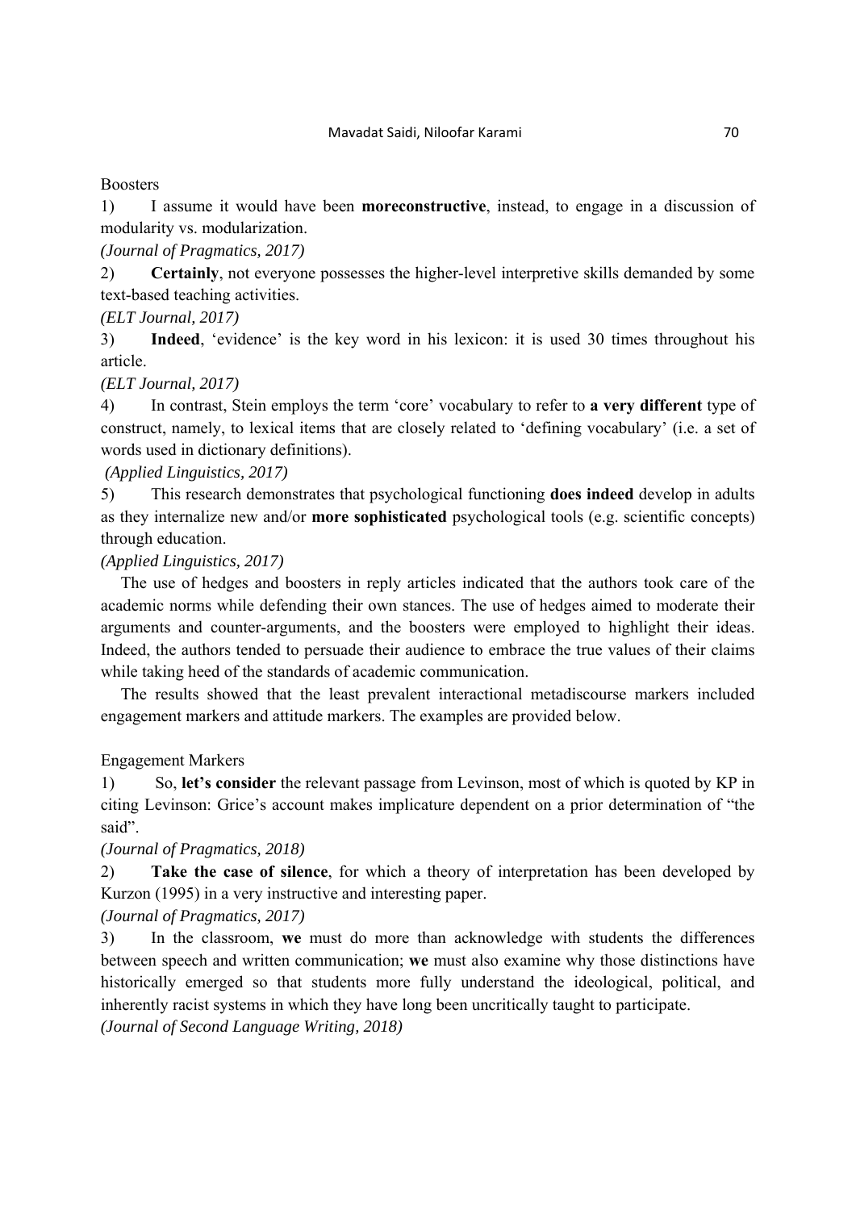Boosters

1) I assume it would have been **moreconstructive**, instead, to engage in a discussion of modularity vs. modularization.

*(Journal of Pragmatics, 2017)*

2) **Certainly**, not everyone possesses the higher-level interpretive skills demanded by some text-based teaching activities.

*(ELT Journal, 2017)*

3) **Indeed**, 'evidence' is the key word in his lexicon: it is used 30 times throughout his article.

*(ELT Journal, 2017)*

4) In contrast, Stein employs the term 'core' vocabulary to refer to **a very different** type of construct, namely, to lexical items that are closely related to 'defining vocabulary' (i.e. a set of words used in dictionary definitions).

*(Applied Linguistics, 2017)*

5) This research demonstrates that psychological functioning **does indeed** develop in adults as they internalize new and/or **more sophisticated** psychological tools (e.g. scientific concepts) through education.

*(Applied Linguistics, 2017)*

The use of hedges and boosters in reply articles indicated that the authors took care of the academic norms while defending their own stances. The use of hedges aimed to moderate their arguments and counter-arguments, and the boosters were employed to highlight their ideas. Indeed, the authors tended to persuade their audience to embrace the true values of their claims while taking heed of the standards of academic communication.

The results showed that the least prevalent interactional metadiscourse markers included engagement markers and attitude markers. The examples are provided below.

Engagement Markers

1) So, **let's consider** the relevant passage from Levinson, most of which is quoted by KP in citing Levinson: Grice's account makes implicature dependent on a prior determination of "the said".

*(Journal of Pragmatics, 2018)*

2) **Take the case of silence**, for which a theory of interpretation has been developed by Kurzon (1995) in a very instructive and interesting paper.

*(Journal of Pragmatics, 2017)*

3) In the classroom, **we** must do more than acknowledge with students the differences between speech and written communication; **we** must also examine why those distinctions have historically emerged so that students more fully understand the ideological, political, and inherently racist systems in which they have long been uncritically taught to participate.

*(Journal of Second Language Writing, 2018)*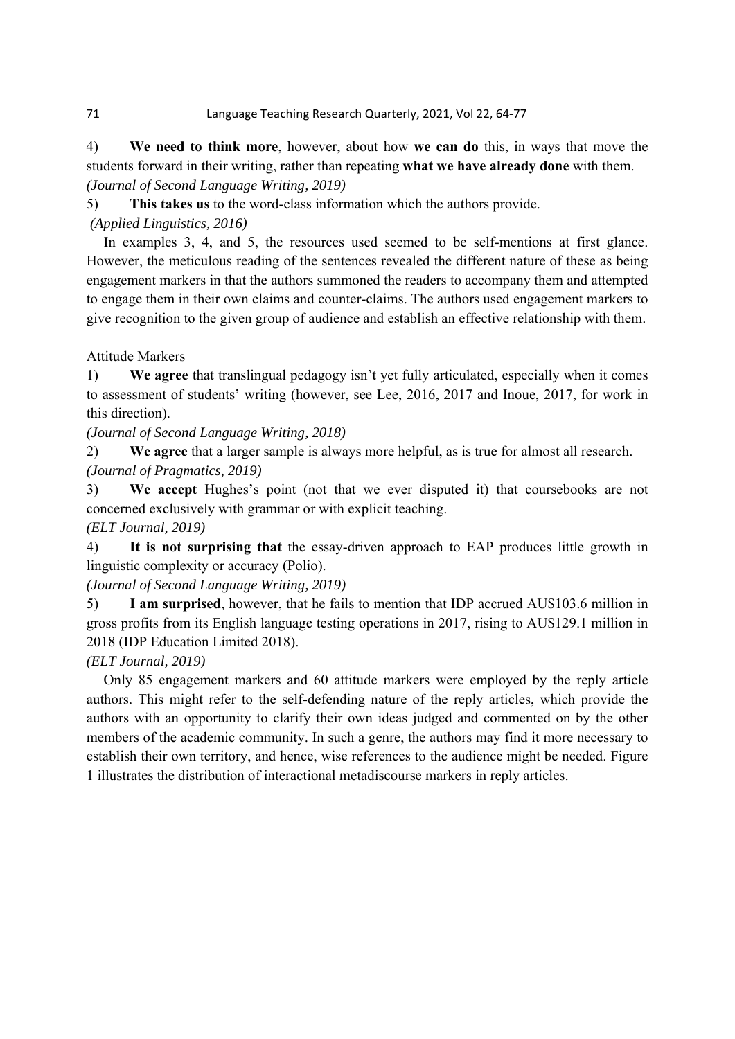4) **We need to think more**, however, about how **we can do** this, in ways that move the students forward in their writing, rather than repeating **what we have already done** with them.
*(Journal of Second Language Writing, 2019)*

5) **This takes us** to the word-class information which the authors provide.
*(Applied Linguistics, 2016)*

In examples 3, 4, and 5, the resources used seemed to be self-mentions at first glance. However, the meticulous reading of the sentences revealed the different nature of these as being engagement markers in that the authors summoned the readers to accompany them and attempted to engage them in their own claims and counter-claims. The authors used engagement markers to give recognition to the given group of audience and establish an effective relationship with them.

Attitude Markers

1) **We agree** that translingual pedagogy isn't yet fully articulated, especially when it comes to assessment of students' writing (however, see Lee, 2016, 2017 and Inoue, 2017, for work in this direction).
*(Journal of Second Language Writing, 2018)*

2) **We agree** that a larger sample is always more helpful, as is true for almost all research.
*(Journal of Pragmatics, 2019)*

3) **We accept** Hughes's point (not that we ever disputed it) that coursebooks are not concerned exclusively with grammar or with explicit teaching.
*(ELT Journal, 2019)*

4) **It is not surprising that** the essay-driven approach to EAP produces little growth in linguistic complexity or accuracy (Polio).
*(Journal of Second Language Writing, 2019)*

5) **I am surprised**, however, that he fails to mention that IDP accrued AU$103.6 million in gross profits from its English language testing operations in 2017, rising to AU$129.1 million in 2018 (IDP Education Limited 2018).
*(ELT Journal, 2019)*

Only 85 engagement markers and 60 attitude markers were employed by the reply article authors. This might refer to the self-defending nature of the reply articles, which provide the authors with an opportunity to clarify their own ideas judged and commented on by the other members of the academic community. In such a genre, the authors may find it more necessary to establish their own territory, and hence, wise references to the audience might be needed. Figure 1 illustrates the distribution of interactional metadiscourse markers in reply articles.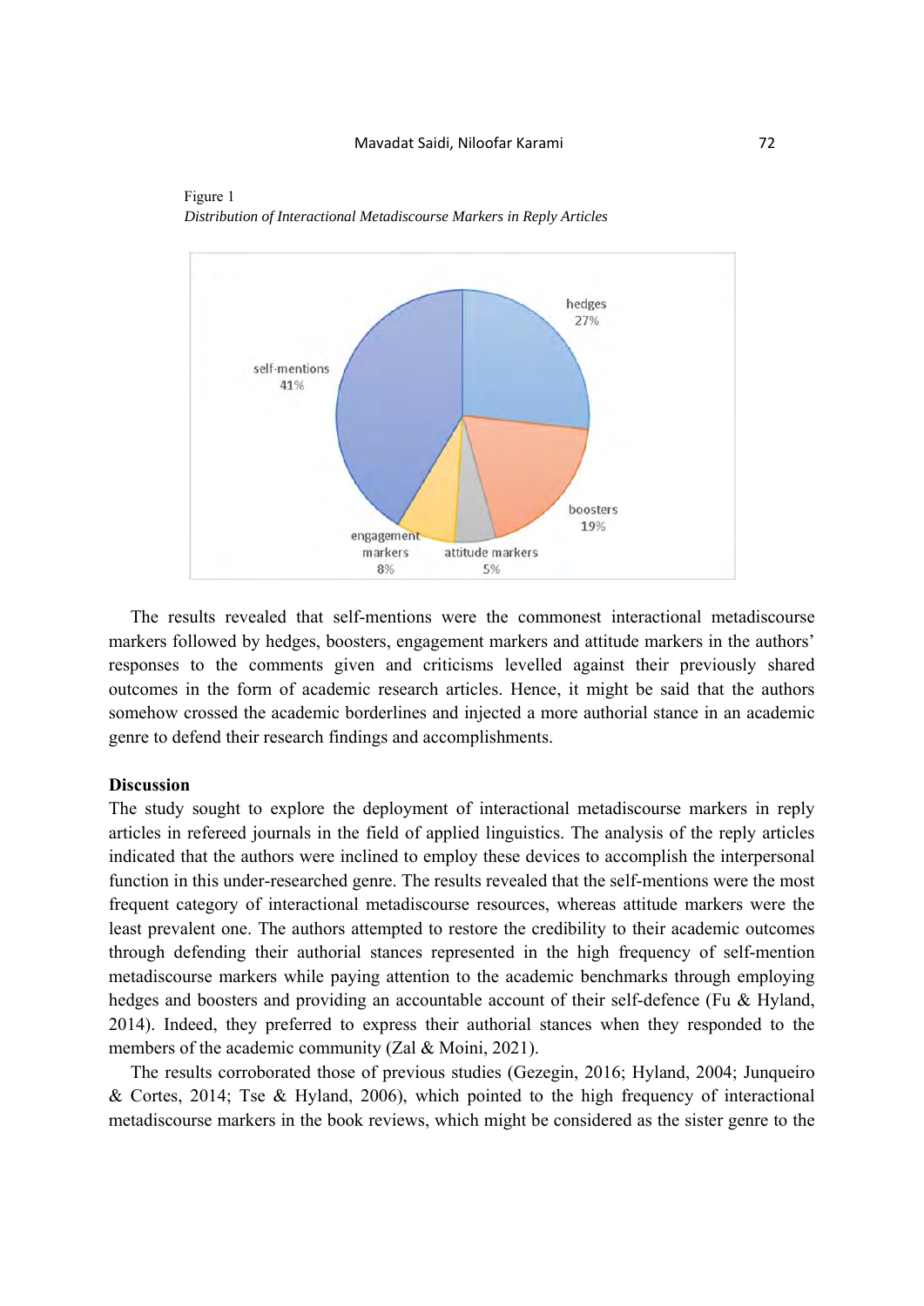Figure 1

*Distribution of Interactional Metadiscourse Markers in Reply Articles*

The results revealed that self-mentions were the commonest interactional metadiscourse markers followed by hedges, boosters, engagement markers and attitude markers in the authors' responses to the comments given and criticisms levelled against their previously shared outcomes in the form of academic research articles. Hence, it might be said that the authors somehow crossed the academic borderlines and injected a more authorial stance in an academic genre to defend their research findings and accomplishments.

## Discussion

The study sought to explore the deployment of interactional metadiscourse markers in reply articles in refereed journals in the field of applied linguistics. The analysis of the reply articles indicated that the authors were inclined to employ these devices to accomplish the interpersonal function in this under-researched genre. The results revealed that the self-mentions were the most frequent category of interactional metadiscourse resources, whereas attitude markers were the least prevalent one. The authors attempted to restore the credibility to their academic outcomes through defending their authorial stances represented in the high frequency of self-mention metadiscourse markers while paying attention to the academic benchmarks through employing hedges and boosters and providing an accountable account of their self-defence (Fu & Hyland, 2014). Indeed, they preferred to express their authorial stances when they responded to the members of the academic community (Zal & Moini, 2021).

The results corroborated those of previous studies (Gezegin, 2016; Hyland, 2004; Junqueiro & Cortes, 2014; Tse & Hyland, 2006), which pointed to the high frequency of interactional metadiscourse markers in the book reviews, which might be considered as the sister genre to the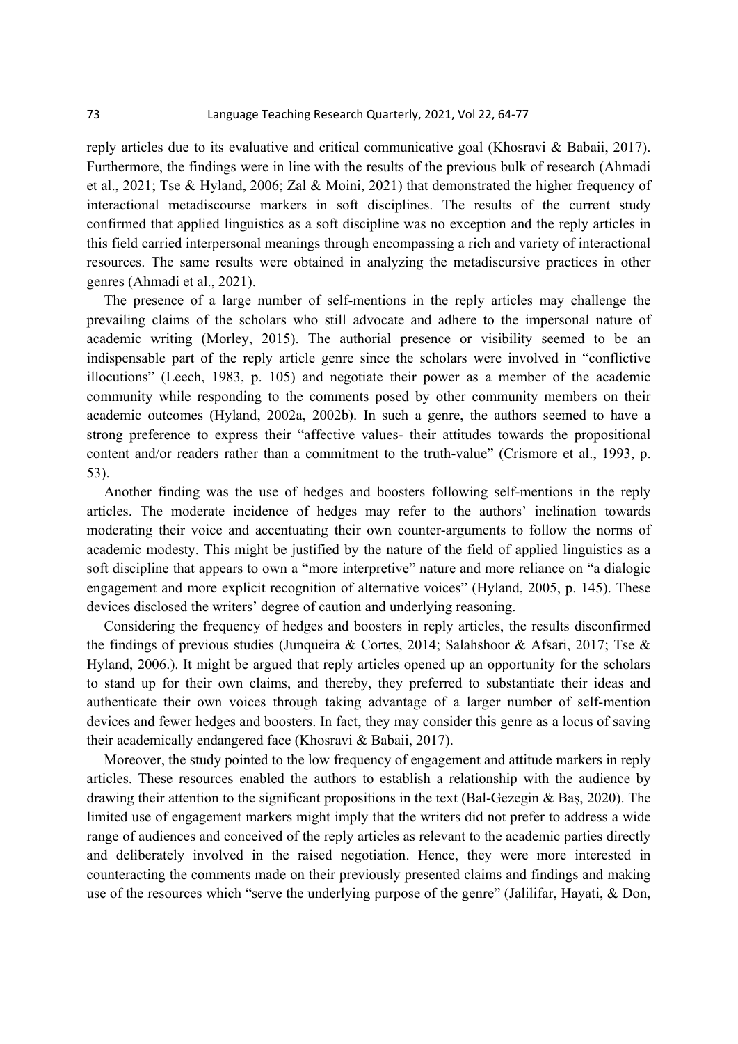reply articles due to its evaluative and critical communicative goal (Khosravi & Babaii, 2017). Furthermore, the findings were in line with the results of the previous bulk of research (Ahmadi et al., 2021; Tse & Hyland, 2006; Zal & Moini, 2021) that demonstrated the higher frequency of interactional metadiscourse markers in soft disciplines. The results of the current study confirmed that applied linguistics as a soft discipline was no exception and the reply articles in this field carried interpersonal meanings through encompassing a rich and variety of interactional resources. The same results were obtained in analyzing the metadiscursive practices in other genres (Ahmadi et al., 2021).

The presence of a large number of self-mentions in the reply articles may challenge the prevailing claims of the scholars who still advocate and adhere to the impersonal nature of academic writing (Morley, 2015). The authorial presence or visibility seemed to be an indispensable part of the reply article genre since the scholars were involved in "conflictive illocutions" (Leech, 1983, p. 105) and negotiate their power as a member of the academic community while responding to the comments posed by other community members on their academic outcomes (Hyland, 2002a, 2002b). In such a genre, the authors seemed to have a strong preference to express their "affective values- their attitudes towards the propositional content and/or readers rather than a commitment to the truth-value" (Crismore et al., 1993, p. 53).

Another finding was the use of hedges and boosters following self-mentions in the reply articles. The moderate incidence of hedges may refer to the authors' inclination towards moderating their voice and accentuating their own counter-arguments to follow the norms of academic modesty. This might be justified by the nature of the field of applied linguistics as a soft discipline that appears to own a "more interpretive" nature and more reliance on "a dialogic engagement and more explicit recognition of alternative voices" (Hyland, 2005, p. 145). These devices disclosed the writers' degree of caution and underlying reasoning.

Considering the frequency of hedges and boosters in reply articles, the results disconfirmed the findings of previous studies (Junqueira & Cortes, 2014; Salahshoor & Afsari, 2017; Tse & Hyland, 2006.). It might be argued that reply articles opened up an opportunity for the scholars to stand up for their own claims, and thereby, they preferred to substantiate their ideas and authenticate their own voices through taking advantage of a larger number of self-mention devices and fewer hedges and boosters. In fact, they may consider this genre as a locus of saving their academically endangered face (Khosravi & Babaii, 2017).

Moreover, the study pointed to the low frequency of engagement and attitude markers in reply articles. These resources enabled the authors to establish a relationship with the audience by drawing their attention to the significant propositions in the text (Bal-Gezegin & Baş, 2020). The limited use of engagement markers might imply that the writers did not prefer to address a wide range of audiences and conceived of the reply articles as relevant to the academic parties directly and deliberately involved in the raised negotiation. Hence, they were more interested in counteracting the comments made on their previously presented claims and findings and making use of the resources which "serve the underlying purpose of the genre" (Jalilifar, Hayati, & Don,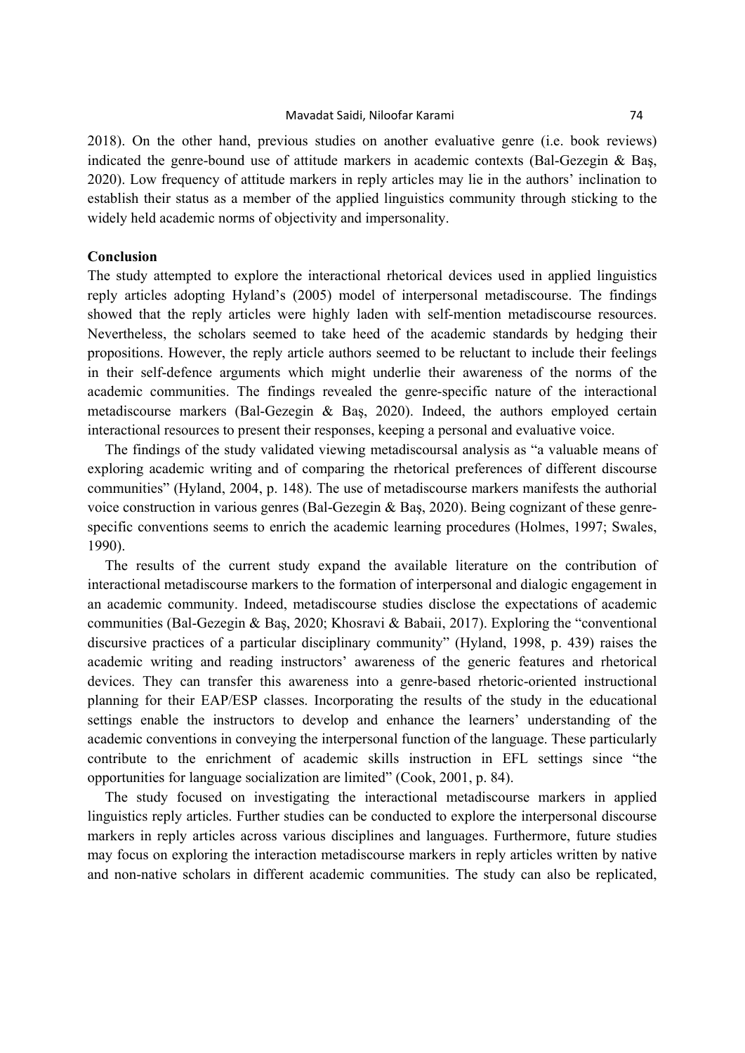2018). On the other hand, previous studies on another evaluative genre (i.e. book reviews) indicated the genre-bound use of attitude markers in academic contexts (Bal-Gezegin & Baş, 2020). Low frequency of attitude markers in reply articles may lie in the authors' inclination to establish their status as a member of the applied linguistics community through sticking to the widely held academic norms of objectivity and impersonality.

## Conclusion

The study attempted to explore the interactional rhetorical devices used in applied linguistics reply articles adopting Hyland's (2005) model of interpersonal metadiscourse. The findings showed that the reply articles were highly laden with self-mention metadiscourse resources. Nevertheless, the scholars seemed to take heed of the academic standards by hedging their propositions. However, the reply article authors seemed to be reluctant to include their feelings in their self-defence arguments which might underlie their awareness of the norms of the academic communities. The findings revealed the genre-specific nature of the interactional metadiscourse markers (Bal-Gezegin & Baş, 2020). Indeed, the authors employed certain interactional resources to present their responses, keeping a personal and evaluative voice.

The findings of the study validated viewing metadiscoursal analysis as "a valuable means of exploring academic writing and of comparing the rhetorical preferences of different discourse communities" (Hyland, 2004, p. 148). The use of metadiscourse markers manifests the authorial voice construction in various genres (Bal-Gezegin & Baş, 2020). Being cognizant of these genre-specific conventions seems to enrich the academic learning procedures (Holmes, 1997; Swales, 1990).

The results of the current study expand the available literature on the contribution of interactional metadiscourse markers to the formation of interpersonal and dialogic engagement in an academic community. Indeed, metadiscourse studies disclose the expectations of academic communities (Bal-Gezegin & Baş, 2020; Khosravi & Babaii, 2017). Exploring the "conventional discursive practices of a particular disciplinary community" (Hyland, 1998, p. 439) raises the academic writing and reading instructors' awareness of the generic features and rhetorical devices. They can transfer this awareness into a genre-based rhetoric-oriented instructional planning for their EAP/ESP classes. Incorporating the results of the study in the educational settings enable the instructors to develop and enhance the learners' understanding of the academic conventions in conveying the interpersonal function of the language. These particularly contribute to the enrichment of academic skills instruction in EFL settings since "the opportunities for language socialization are limited" (Cook, 2001, p. 84).

The study focused on investigating the interactional metadiscourse markers in applied linguistics reply articles. Further studies can be conducted to explore the interpersonal discourse markers in reply articles across various disciplines and languages. Furthermore, future studies may focus on exploring the interaction metadiscourse markers in reply articles written by native and non-native scholars in different academic communities. The study can also be replicated,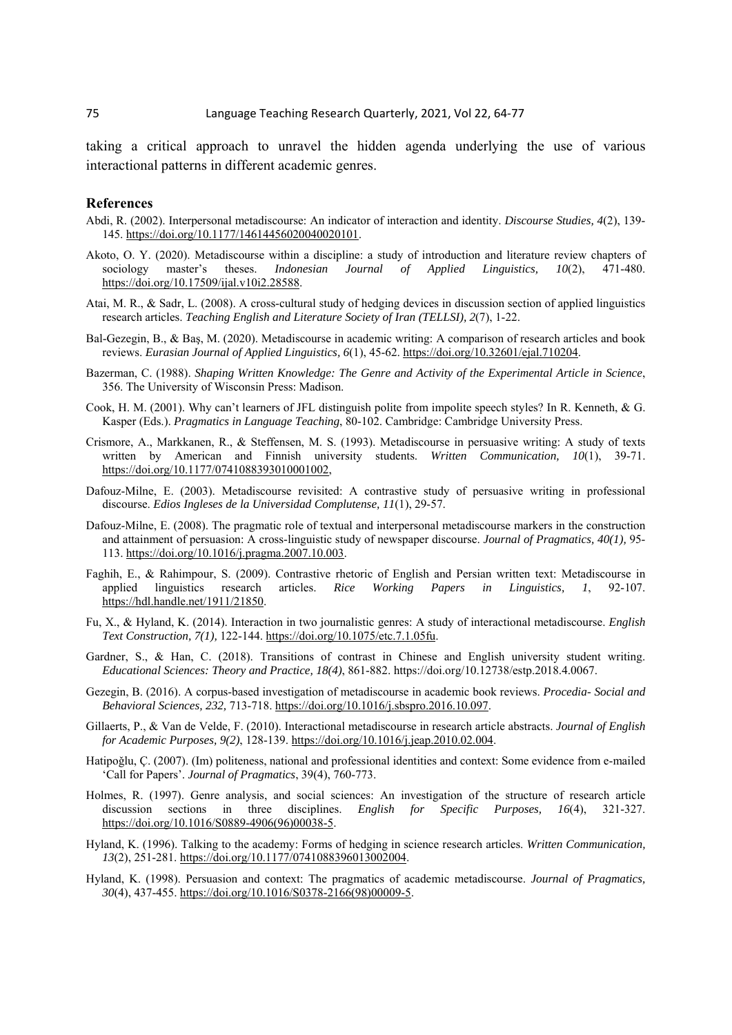taking a critical approach to unravel the hidden agenda underlying the use of various interactional patterns in different academic genres.

## References

Abdi, R. (2002). Interpersonal metadiscourse: An indicator of interaction and identity. *Discourse Studies, 4*(2), 139-145. https://doi.org/10.1177/14614456020040020101.

Akoto, O. Y. (2020). Metadiscourse within a discipline: a study of introduction and literature review chapters of sociology master's theses. *Indonesian Journal of Applied Linguistics, 10*(2), 471-480. https://doi.org/10.17509/ijal.v10i2.28588.

Atai, M. R., & Sadr, L. (2008). A cross-cultural study of hedging devices in discussion section of applied linguistics research articles. *Teaching English and Literature Society of Iran (TELLSI), 2*(7), 1-22.

Bal-Gezegin, B., & Baş, M. (2020). Metadiscourse in academic writing: A comparison of research articles and book reviews. *Eurasian Journal of Applied Linguistics, 6*(1), 45-62. https://doi.org/10.32601/ejal.710204.

Bazerman, C. (1988). *Shaping Written Knowledge: The Genre and Activity of the Experimental Article in Science*, 356. The University of Wisconsin Press: Madison.

Cook, H. M. (2001). Why can't learners of JFL distinguish polite from impolite speech styles? In R. Kenneth, & G. Kasper (Eds.). *Pragmatics in Language Teaching*, 80-102. Cambridge: Cambridge University Press.

Crismore, A., Markkanen, R., & Steffensen, M. S. (1993). Metadiscourse in persuasive writing: A study of texts written by American and Finnish university students. *Written Communication, 10*(1), 39-71. https://doi.org/10.1177/0741088393010001002,

Dafouz-Milne, E. (2003). Metadiscourse revisited: A contrastive study of persuasive writing in professional discourse. *Edios Ingleses de la Universidad Complutense, 11*(1), 29-57.

Dafouz-Milne, E. (2008). The pragmatic role of textual and interpersonal metadiscourse markers in the construction and attainment of persuasion: A cross-linguistic study of newspaper discourse. *Journal of Pragmatics, 40(1),* 95-113. https://doi.org/10.1016/j.pragma.2007.10.003.

Faghih, E., & Rahimpour, S. (2009). Contrastive rhetoric of English and Persian written text: Metadiscourse in applied linguistics research articles. *Rice Working Papers in Linguistics, 1*, 92-107. https://hdl.handle.net/1911/21850.

Fu, X., & Hyland, K. (2014). Interaction in two journalistic genres: A study of interactional metadiscourse. *English Text Construction, 7(1),* 122-144. https://doi.org/10.1075/etc.7.1.05fu.

Gardner, S., & Han, C. (2018). Transitions of contrast in Chinese and English university student writing. *Educational Sciences: Theory and Practice, 18(4)*, 861-882. https://doi.org/10.12738/estp.2018.4.0067.

Gezegin, B. (2016). A corpus-based investigation of metadiscourse in academic book reviews. *Procedia- Social and Behavioral Sciences, 232,* 713-718. https://doi.org/10.1016/j.sbspro.2016.10.097.

Gillaerts, P., & Van de Velde, F. (2010). Interactional metadiscourse in research article abstracts. *Journal of English for Academic Purposes, 9(2)*, 128-139. https://doi.org/10.1016/j.jeap.2010.02.004.

Hatipoğlu, Ç. (2007). (Im) politeness, national and professional identities and context: Some evidence from e-mailed 'Call for Papers'. *Journal of Pragmatics*, 39(4), 760-773.

Holmes, R. (1997). Genre analysis, and social sciences: An investigation of the structure of research article discussion sections in three disciplines. *English for Specific Purposes, 16*(4), 321-327. https://doi.org/10.1016/S0889-4906(96)00038-5.

Hyland, K. (1996). Talking to the academy: Forms of hedging in science research articles. *Written Communication, 13*(2), 251-281. https://doi.org/10.1177/0741088396013002004.

Hyland, K. (1998). Persuasion and context: The pragmatics of academic metadiscourse. *Journal of Pragmatics, 30*(4), 437-455. https://doi.org/10.1016/S0378-2166(98)00009-5.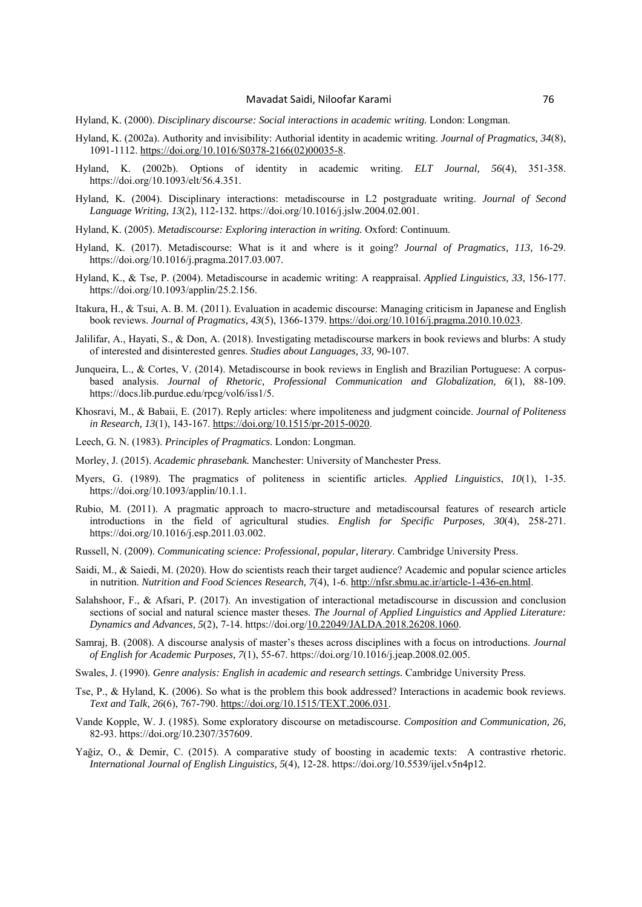Hyland, K. (2000). *Disciplinary discourse: Social interactions in academic writing.* London: Longman.

Hyland, K. (2002a). Authority and invisibility: Authorial identity in academic writing. *Journal of Pragmatics, 34*(8), 1091-1112. https://doi.org/10.1016/S0378-2166(02)00035-8.

Hyland, K. (2002b). Options of identity in academic writing. *ELT Journal, 56*(4), 351-358. https://doi.org/10.1093/elt/56.4.351.

Hyland, K. (2004). Disciplinary interactions: metadiscourse in L2 postgraduate writing. *Journal of Second Language Writing, 13*(2), 112-132. https://doi.org/10.1016/j.jslw.2004.02.001.

Hyland, K. (2005). *Metadiscourse: Exploring interaction in writing.* Oxford: Continuum.

Hyland, K. (2017). Metadiscourse: What is it and where is it going? *Journal of Pragmatics, 113,* 16-29. https://doi.org/10.1016/j.pragma.2017.03.007.

Hyland, K., & Tse, P. (2004). Metadiscourse in academic writing: A reappraisal. *Applied Linguistics, 33*, 156-177. https://doi.org/10.1093/applin/25.2.156.

Itakura, H., & Tsui, A. B. M. (2011). Evaluation in academic discourse: Managing criticism in Japanese and English book reviews. *Journal of Pragmatics, 43*(5), 1366-1379. https://doi.org/10.1016/j.pragma.2010.10.023.

Jalilifar, A., Hayati, S., & Don, A. (2018). Investigating metadiscourse markers in book reviews and blurbs: A study of interested and disinterested genres. *Studies about Languages, 33,* 90-107.

Junqueira, L., & Cortes, V. (2014). Metadiscourse in book reviews in English and Brazilian Portuguese: A corpus-based analysis. *Journal of Rhetoric, Professional Communication and Globalization, 6*(1), 88-109. https://docs.lib.purdue.edu/rpcg/vol6/iss1/5.

Khosravi, M., & Babaii, E. (2017). Reply articles: where impoliteness and judgment coincide. *Journal of Politeness in Research, 13*(1), 143-167. https://doi.org/10.1515/pr-2015-0020.

Leech, G. N. (1983). *Principles of Pragmatics*. London: Longman.

Morley, J. (2015). *Academic phrasebank.* Manchester: University of Manchester Press.

Myers, G. (1989). The pragmatics of politeness in scientific articles. *Applied Linguistics*, *10*(1), 1-35. https://doi.org/10.1093/applin/10.1.1.

Rubio, M. (2011). A pragmatic approach to macro-structure and metadiscoursal features of research article introductions in the field of agricultural studies. *English for Specific Purposes, 30*(4), 258-271. https://doi.org/10.1016/j.esp.2011.03.002.

Russell, N. (2009). *Communicating science: Professional, popular, literary*. Cambridge University Press.

Saidi, M., & Saiedi, M. (2020). How do scientists reach their target audience? Academic and popular science articles in nutrition. *Nutrition and Food Sciences Research, 7*(4), 1-6. http://nfsr.sbmu.ac.ir/article-1-436-en.html.

Salahshoor, F., & Afsari, P. (2017). An investigation of interactional metadiscourse in discussion and conclusion sections of social and natural science master theses. *The Journal of Applied Linguistics and Applied Literature: Dynamics and Advances, 5*(2), 7-14. https://doi.org/10.22049/JALDA.2018.26208.1060.

Samraj, B. (2008). A discourse analysis of master's theses across disciplines with a focus on introductions. *Journal of English for Academic Purposes, 7*(1), 55-67. https://doi.org/10.1016/j.jeap.2008.02.005.

Swales, J. (1990). *Genre analysis: English in academic and research settings.* Cambridge University Press.

Tse, P., & Hyland, K. (2006). So what is the problem this book addressed? Interactions in academic book reviews. *Text and Talk, 26*(6), 767-790. https://doi.org/10.1515/TEXT.2006.031.

Vande Kopple, W. J. (1985). Some exploratory discourse on metadiscourse. *Composition and Communication, 26,* 82-93. https://doi.org/10.2307/357609.

Yağiz, O., & Demir, C. (2015). A comparative study of boosting in academic texts: A contrastive rhetoric. *International Journal of English Linguistics, 5*(4), 12-28. https://doi.org/10.5539/ijel.v5n4p12.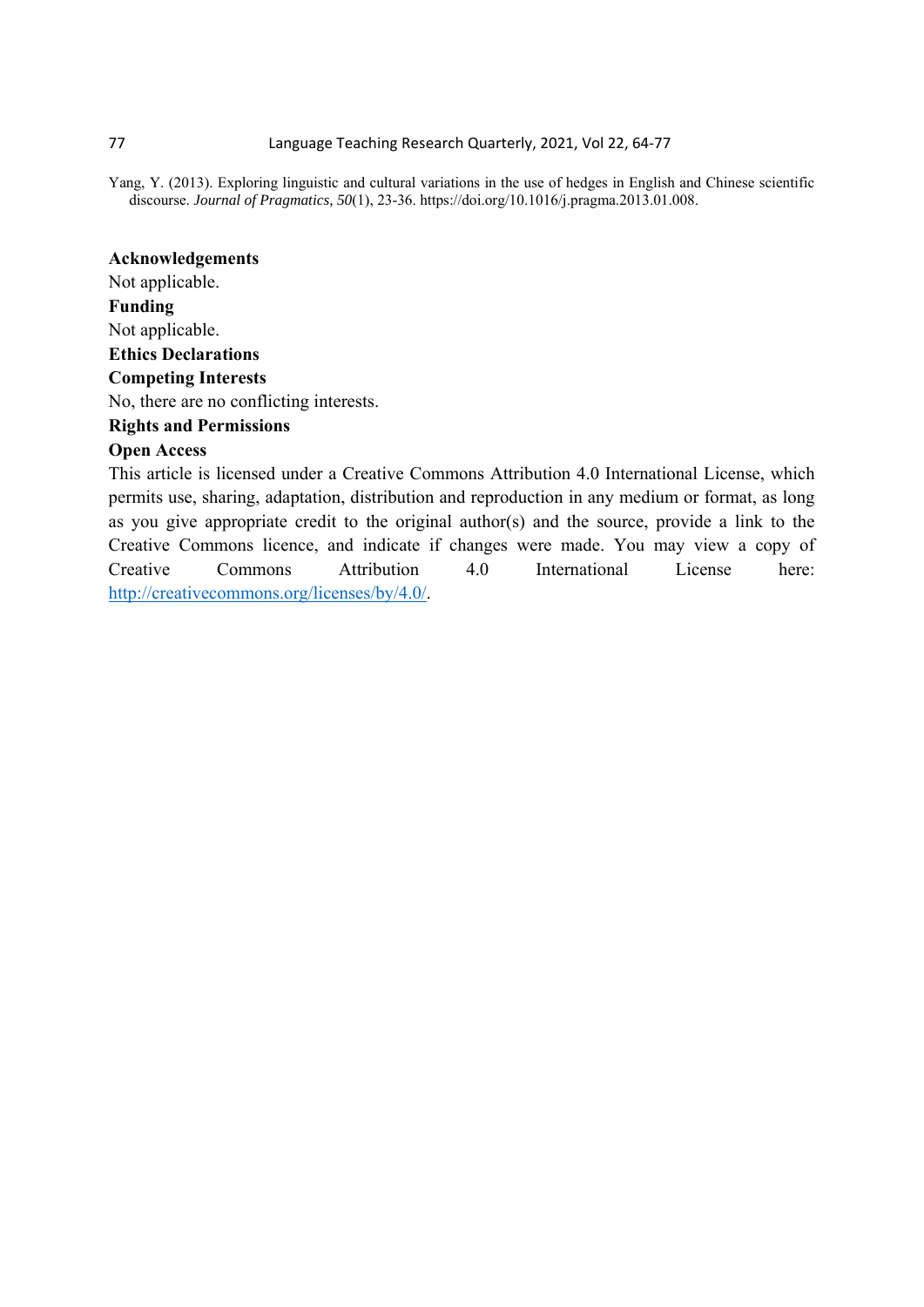Yang, Y. (2013). Exploring linguistic and cultural variations in the use of hedges in English and Chinese scientific discourse. *Journal of Pragmatics, 50*(1), 23-36. https://doi.org/10.1016/j.pragma.2013.01.008.

**Acknowledgements**

Not applicable.

**Funding**

Not applicable.

**Ethics Declarations**

**Competing Interests**

No, there are no conflicting interests.

**Rights and Permissions**

**Open Access**

This article is licensed under a Creative Commons Attribution 4.0 International License, which permits use, sharing, adaptation, distribution and reproduction in any medium or format, as long as you give appropriate credit to the original author(s) and the source, provide a link to the Creative Commons licence, and indicate if changes were made. You may view a copy of Creative Commons Attribution 4.0 International License here: http://creativecommons.org/licenses/by/4.0/.